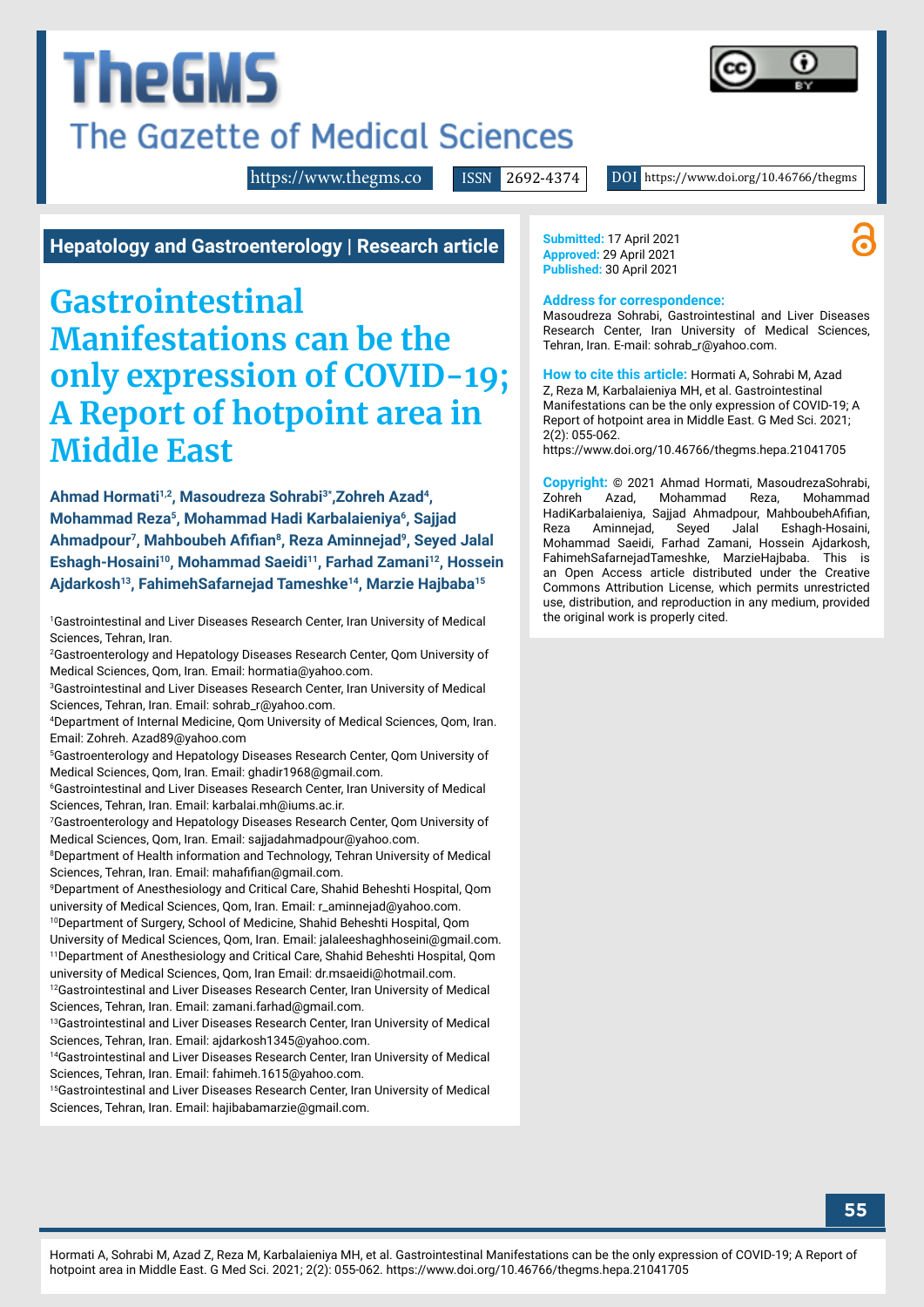Hepatology and Gastroenterology | Research article

# Gastrointestinal Manifestations can be the only expression of COVID-19; A Report of hotpoint area in Middle East

**Ahmad Hormati[1,2], Masoudreza Sohrabi[3*], Zohreh Azad[4], Mohammad Reza[5], Mohammad Hadi Karbalaieniya[6], Sajjad Ahmadpour[7], Mahboubeh Afifian[8], Reza Aminnejad[9], Seyed Jalal Eshagh-Hosaini[10], Mohammad Saeidi[11], Farhad Zamani[12], Hossein Ajdarkosh[13], FahimehSafarnejad Tameshke[14], Marzie Hajbaba[15]**

[1]Gastrointestinal and Liver Diseases Research Center, Iran University of Medical Sciences, Tehran, Iran.
[2]Gastroenterology and Hepatology Diseases Research Center, Qom University of Medical Sciences, Qom, Iran. Email: hormatia@yahoo.com.
[3]Gastrointestinal and Liver Diseases Research Center, Iran University of Medical Sciences, Tehran, Iran. Email: sohrab_r@yahoo.com.
[4]Department of Internal Medicine, Qom University of Medical Sciences, Qom, Iran. Email: Zohreh. Azad89@yahoo.com
[5]Gastroenterology and Hepatology Diseases Research Center, Qom University of Medical Sciences, Qom, Iran. Email: ghadir1968@gmail.com.
[6]Gastrointestinal and Liver Diseases Research Center, Iran University of Medical Sciences, Tehran, Iran. Email: karbalai.mh@iums.ac.ir.
[7]Gastroenterology and Hepatology Diseases Research Center, Qom University of Medical Sciences, Qom, Iran. Email: sajjadahmadpour@yahoo.com.
[8]Department of Health information and Technology, Tehran University of Medical Sciences, Tehran, Iran. Email: mahafifian@gmail.com.
[9]Department of Anesthesiology and Critical Care, Shahid Beheshti Hospital, Qom university of Medical Sciences, Qom, Iran. Email: r_aminnejad@yahoo.com.
[10]Department of Surgery, School of Medicine, Shahid Beheshti Hospital, Qom University of Medical Sciences, Qom, Iran. Email: jalaleeshaghhoseini@gmail.com.
[11]Department of Anesthesiology and Critical Care, Shahid Beheshti Hospital, Qom university of Medical Sciences, Qom, Iran Email: dr.msaeidi@hotmail.com.
[12]Gastrointestinal and Liver Diseases Research Center, Iran University of Medical Sciences, Tehran, Iran. Email: zamani.farhad@gmail.com.
[13]Gastrointestinal and Liver Diseases Research Center, Iran University of Medical Sciences, Tehran, Iran. Email: ajdarkosh1345@yahoo.com.
[14]Gastrointestinal and Liver Diseases Research Center, Iran University of Medical Sciences, Tehran, Iran. Email: fahimeh.1615@yahoo.com.
[15]Gastrointestinal and Liver Diseases Research Center, Iran University of Medical Sciences, Tehran, Iran. Email: hajibabamarzie@gmail.com.

**Submitted:** 17 April 2021
**Approved:** 29 April 2021
**Published:** 30 April 2021

**Address for correspondence:**
Masoudreza Sohrabi, Gastrointestinal and Liver Diseases Research Center, Iran University of Medical Sciences, Tehran, Iran. E-mail: sohrab_r@yahoo.com.

**How to cite this article:** Hormati A, Sohrabi M, Azad Z, Reza M, Karbalaieniya MH, et al. Gastrointestinal Manifestations can be the only expression of COVID-19; A Report of hotpoint area in Middle East. G Med Sci. 2021; 2(2): 055-062.
https://www.doi.org/10.46766/thegms.hepa.21041705

**Copyright:** © 2021 Ahmad Hormati, MasoudrezaSohrabi, Zohreh Azad, Mohammad Reza, Mohammad HadiKarbalaieniya, Sajjad Ahmadpour, MahboubehAfifian, Reza Aminnejad, Seyed Jalal Eshagh-Hosaini, Mohammad Saeidi, Farhad Zamani, Hossein Ajdarkosh, FahimehSafarnejadTameshke, MarzieHajbaba. This is an Open Access article distributed under the Creative Commons Attribution License, which permits unrestricted use, distribution, and reproduction in any medium, provided the original work is properly cited.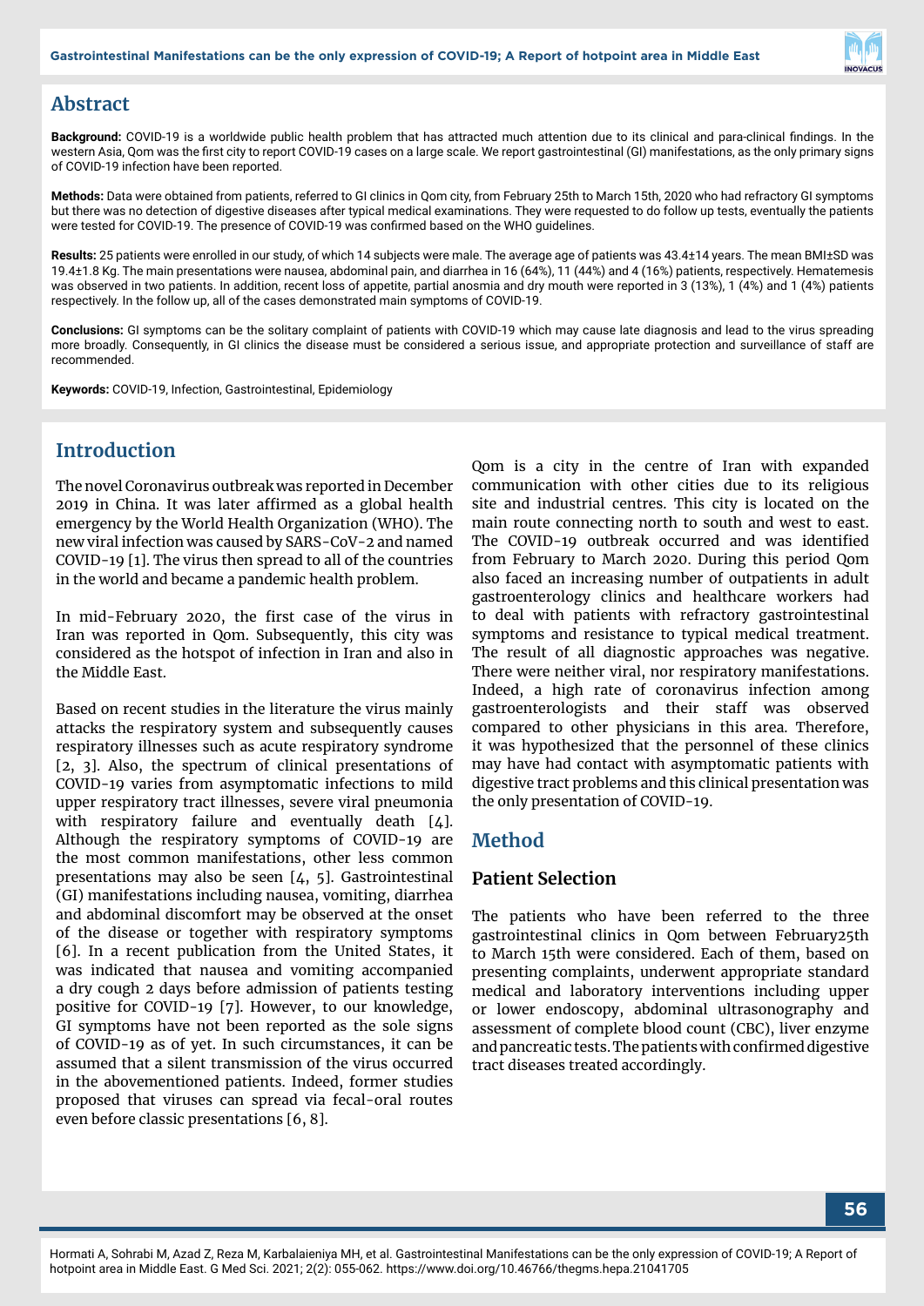## Abstract

**Background:** COVID-19 is a worldwide public health problem that has attracted much attention due to its clinical and para-clinical findings. In the western Asia, Qom was the first city to report COVID-19 cases on a large scale. We report gastrointestinal (GI) manifestations, as the only primary signs of COVID-19 infection have been reported.

**Methods:** Data were obtained from patients, referred to GI clinics in Qom city, from February 25th to March 15th, 2020 who had refractory GI symptoms but there was no detection of digestive diseases after typical medical examinations. They were requested to do follow up tests, eventually the patients were tested for COVID-19. The presence of COVID-19 was confirmed based on the WHO guidelines.

**Results:** 25 patients were enrolled in our study, of which 14 subjects were male. The average age of patients was 43.4±14 years. The mean BMI±SD was 19.4±1.8 Kg. The main presentations were nausea, abdominal pain, and diarrhea in 16 (64%), 11 (44%) and 4 (16%) patients, respectively. Hematemesis was observed in two patients. In addition, recent loss of appetite, partial anosmia and dry mouth were reported in 3 (13%), 1 (4%) and 1 (4%) patients respectively. In the follow up, all of the cases demonstrated main symptoms of COVID-19.

**Conclusions:** GI symptoms can be the solitary complaint of patients with COVID-19 which may cause late diagnosis and lead to the virus spreading more broadly. Consequently, in GI clinics the disease must be considered a serious issue, and appropriate protection and surveillance of staff are recommended.

**Keywords:** COVID-19, Infection, Gastrointestinal, Epidemiology

## Introduction

The novel Coronavirus outbreak was reported in December 2019 in China. It was later affirmed as a global health emergency by the World Health Organization (WHO). The new viral infection was caused by SARS-CoV-2 and named COVID-19 [1]. The virus then spread to all of the countries in the world and became a pandemic health problem.

In mid-February 2020, the first case of the virus in Iran was reported in Qom. Subsequently, this city was considered as the hotspot of infection in Iran and also in the Middle East.

Based on recent studies in the literature the virus mainly attacks the respiratory system and subsequently causes respiratory illnesses such as acute respiratory syndrome [2, 3]. Also, the spectrum of clinical presentations of COVID-19 varies from asymptomatic infections to mild upper respiratory tract illnesses, severe viral pneumonia with respiratory failure and eventually death [4]. Although the respiratory symptoms of COVID-19 are the most common manifestations, other less common presentations may also be seen [4, 5]. Gastrointestinal (GI) manifestations including nausea, vomiting, diarrhea and abdominal discomfort may be observed at the onset of the disease or together with respiratory symptoms [6]. In a recent publication from the United States, it was indicated that nausea and vomiting accompanied a dry cough 2 days before admission of patients testing positive for COVID-19 [7]. However, to our knowledge, GI symptoms have not been reported as the sole signs of COVID-19 as of yet. In such circumstances, it can be assumed that a silent transmission of the virus occurred in the abovementioned patients. Indeed, former studies proposed that viruses can spread via fecal-oral routes even before classic presentations [6, 8].

Qom is a city in the centre of Iran with expanded communication with other cities due to its religious site and industrial centres. This city is located on the main route connecting north to south and west to east. The COVID-19 outbreak occurred and was identified from February to March 2020. During this period Qom also faced an increasing number of outpatients in adult gastroenterology clinics and healthcare workers had to deal with patients with refractory gastrointestinal symptoms and resistance to typical medical treatment. The result of all diagnostic approaches was negative. There were neither viral, nor respiratory manifestations. Indeed, a high rate of coronavirus infection among gastroenterologists and their staff was observed compared to other physicians in this area. Therefore, it was hypothesized that the personnel of these clinics may have had contact with asymptomatic patients with digestive tract problems and this clinical presentation was the only presentation of COVID-19.

## Method

### Patient Selection

The patients who have been referred to the three gastrointestinal clinics in Qom between February25th to March 15th were considered. Each of them, based on presenting complaints, underwent appropriate standard medical and laboratory interventions including upper or lower endoscopy, abdominal ultrasonography and assessment of complete blood count (CBC), liver enzyme and pancreatic tests. The patients with confirmed digestive tract diseases treated accordingly.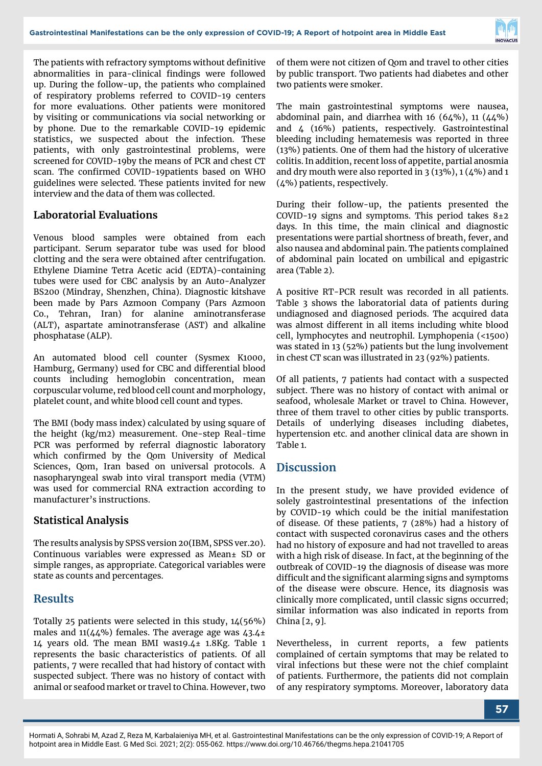The patients with refractory symptoms without definitive abnormalities in para-clinical findings were followed up. During the follow-up, the patients who complained of respiratory problems referred to COVID-19 centers for more evaluations. Other patients were monitored by visiting or communications via social networking or by phone. Due to the remarkable COVID-19 epidemic statistics, we suspected about the infection. These patients, with only gastrointestinal problems, were screened for COVID-19by the means of PCR and chest CT scan. The confirmed COVID-19patients based on WHO guidelines were selected. These patients invited for new interview and the data of them was collected.

### Laboratorial Evaluations

Venous blood samples were obtained from each participant. Serum separator tube was used for blood clotting and the sera were obtained after centrifugation. Ethylene Diamine Tetra Acetic acid (EDTA)-containing tubes were used for CBC analysis by an Auto-Analyzer BS200 (Mindray, Shenzhen, China). Diagnostic kitshave been made by Pars Azmoon Company (Pars Azmoon Co., Tehran, Iran) for alanine aminotransferase (ALT), aspartate aminotransferase (AST) and alkaline phosphatase (ALP).

An automated blood cell counter (Sysmex K1000, Hamburg, Germany) used for CBC and differential blood counts including hemoglobin concentration, mean corpuscular volume, red blood cell count and morphology, platelet count, and white blood cell count and types.

The BMI (body mass index) calculated by using square of the height (kg/m2) measurement. One-step Real-time PCR was performed by referral diagnostic laboratory which confirmed by the Qom University of Medical Sciences, Qom, Iran based on universal protocols. A nasopharyngeal swab into viral transport media (VTM) was used for commercial RNA extraction according to manufacturer's instructions.

### Statistical Analysis

The results analysis by SPSS version 20(IBM, SPSS ver.20). Continuous variables were expressed as Mean± SD or simple ranges, as appropriate. Categorical variables were state as counts and percentages.

## Results

Totally 25 patients were selected in this study, 14(56%) males and 11(44%) females. The average age was 43.4± 14 years old. The mean BMI was19.4± 1.8Kg. Table 1 represents the basic characteristics of patients. Of all patients, 7 were recalled that had history of contact with suspected subject. There was no history of contact with animal or seafood market or travel to China. However, two of them were not citizen of Qom and travel to other cities by public transport. Two patients had diabetes and other two patients were smoker.

The main gastrointestinal symptoms were nausea, abdominal pain, and diarrhea with 16 (64%), 11 (44%) and 4 (16%) patients, respectively. Gastrointestinal bleeding including hematemesis was reported in three (13%) patients. One of them had the history of ulcerative colitis. In addition, recent loss of appetite, partial anosmia and dry mouth were also reported in 3 (13%), 1 (4%) and 1 (4%) patients, respectively.

During their follow-up, the patients presented the COVID-19 signs and symptoms. This period takes 8±2 days. In this time, the main clinical and diagnostic presentations were partial shortness of breath, fever, and also nausea and abdominal pain. The patients complained of abdominal pain located on umbilical and epigastric area (Table 2).

A positive RT-PCR result was recorded in all patients. Table 3 shows the laboratorial data of patients during undiagnosed and diagnosed periods. The acquired data was almost different in all items including white blood cell, lymphocytes and neutrophil. Lymphopenia (<1500) was stated in 13 (52%) patients but the lung involvement in chest CT scan was illustrated in 23 (92%) patients.

Of all patients, 7 patients had contact with a suspected subject. There was no history of contact with animal or seafood, wholesale Market or travel to China. However, three of them travel to other cities by public transports. Details of underlying diseases including diabetes, hypertension etc. and another clinical data are shown in Table 1.

## Discussion

In the present study, we have provided evidence of solely gastrointestinal presentations of the infection by COVID-19 which could be the initial manifestation of disease. Of these patients, 7 (28%) had a history of contact with suspected coronavirus cases and the others had no history of exposure and had not travelled to areas with a high risk of disease. In fact, at the beginning of the outbreak of COVID-19 the diagnosis of disease was more difficult and the significant alarming signs and symptoms of the disease were obscure. Hence, its diagnosis was clinically more complicated, until classic signs occurred; similar information was also indicated in reports from China [2, 9].

Nevertheless, in current reports, a few patients complained of certain symptoms that may be related to viral infections but these were not the chief complaint of patients. Furthermore, the patients did not complain of any respiratory symptoms. Moreover, laboratory data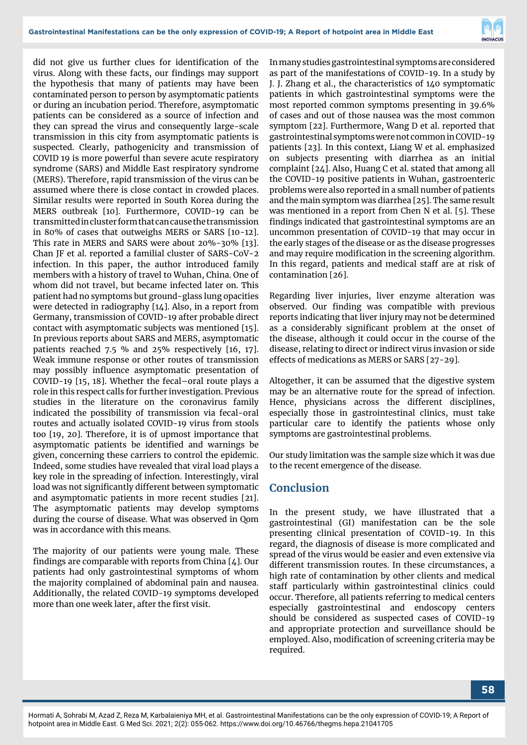did not give us further clues for identification of the virus. Along with these facts, our findings may support the hypothesis that many of patients may have been contaminated person to person by asymptomatic patients or during an incubation period. Therefore, asymptomatic patients can be considered as a source of infection and they can spread the virus and consequently large-scale transmission in this city from asymptomatic patients is suspected. Clearly, pathogenicity and transmission of COVID 19 is more powerful than severe acute respiratory syndrome (SARS) and Middle East respiratory syndrome (MERS). Therefore, rapid transmission of the virus can be assumed where there is close contact in crowded places. Similar results were reported in South Korea during the MERS outbreak [10]. Furthermore, COVID-19 can be transmitted in cluster form that can cause the transmission in 80% of cases that outweighs MERS or SARS [10-12]. This rate in MERS and SARS were about 20%-30% [13]. Chan JF et al. reported a familial cluster of SARS-CoV-2 infection. In this paper, the author introduced family members with a history of travel to Wuhan, China. One of whom did not travel, but became infected later on. This patient had no symptoms but ground-glass lung opacities were detected in radiography [14]. Also, in a report from Germany, transmission of COVID-19 after probable direct contact with asymptomatic subjects was mentioned [15]. In previous reports about SARS and MERS, asymptomatic patients reached 7.5 % and 25% respectively [16, 17]. Weak immune response or other routes of transmission may possibly influence asymptomatic presentation of COVID-19 [15, 18]. Whether the fecal–oral route plays a role in this respect calls for further investigation. Previous studies in the literature on the coronavirus family indicated the possibility of transmission via fecal-oral routes and actually isolated COVID-19 virus from stools too [19, 20]. Therefore, it is of upmost importance that asymptomatic patients be identified and warnings be given, concerning these carriers to control the epidemic. Indeed, some studies have revealed that viral load plays a key role in the spreading of infection. Interestingly, viral load was not significantly different between symptomatic and asymptomatic patients in more recent studies [21]. The asymptomatic patients may develop symptoms during the course of disease. What was observed in Qom was in accordance with this means.

The majority of our patients were young male. These findings are comparable with reports from China [4]. Our patients had only gastrointestinal symptoms of whom the majority complained of abdominal pain and nausea. Additionally, the related COVID-19 symptoms developed more than one week later, after the first visit.

In many studies gastrointestinal symptoms are considered as part of the manifestations of COVID-19. In a study by J. J. Zhang et al., the characteristics of 140 symptomatic patients in which gastrointestinal symptoms were the most reported common symptoms presenting in 39.6% of cases and out of those nausea was the most common symptom [22]. Furthermore, Wang D et al. reported that gastrointestinal symptoms were not common in COVID-19 patients [23]. In this context, Liang W et al. emphasized on subjects presenting with diarrhea as an initial complaint [24]. Also, Huang C et al. stated that among all the COVID-19 positive patients in Wuhan, gastroenteric problems were also reported in a small number of patients and the main symptom was diarrhea [25]. The same result was mentioned in a report from Chen N et al. [5]. These findings indicated that gastrointestinal symptoms are an uncommon presentation of COVID-19 that may occur in the early stages of the disease or as the disease progresses and may require modification in the screening algorithm. In this regard, patients and medical staff are at risk of contamination [26].

Regarding liver injuries, liver enzyme alteration was observed. Our finding was compatible with previous reports indicating that liver injury may not be determined as a considerably significant problem at the onset of the disease, although it could occur in the course of the disease, relating to direct or indirect virus invasion or side effects of medications as MERS or SARS [27-29].

Altogether, it can be assumed that the digestive system may be an alternative route for the spread of infection. Hence, physicians across the different disciplines, especially those in gastrointestinal clinics, must take particular care to identify the patients whose only symptoms are gastrointestinal problems.

Our study limitation was the sample size which it was due to the recent emergence of the disease.

## Conclusion

In the present study, we have illustrated that a gastrointestinal (GI) manifestation can be the sole presenting clinical presentation of COVID-19. In this regard, the diagnosis of disease is more complicated and spread of the virus would be easier and even extensive via different transmission routes. In these circumstances, a high rate of contamination by other clients and medical staff particularly within gastrointestinal clinics could occur. Therefore, all patients referring to medical centers especially gastrointestinal and endoscopy centers should be considered as suspected cases of COVID-19 and appropriate protection and surveillance should be employed. Also, modification of screening criteria may be required.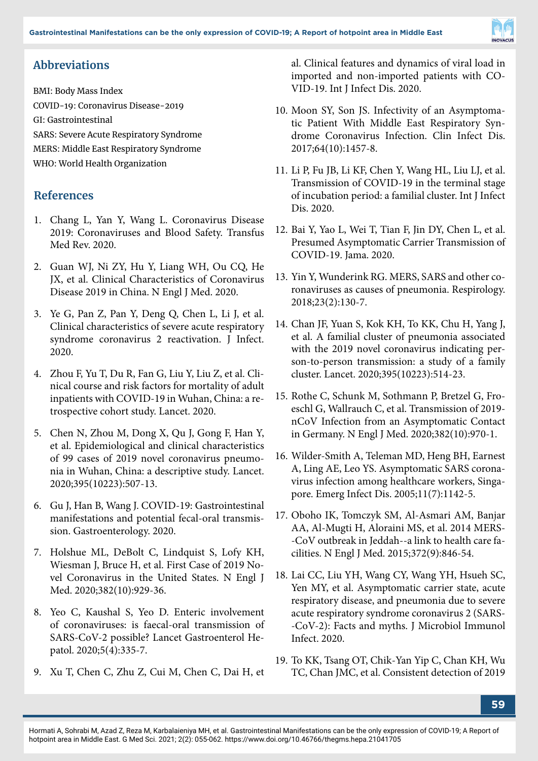## Abbreviations

BMI: Body Mass Index

COVID-19: Coronavirus Disease-2019

GI: Gastrointestinal

SARS: Severe Acute Respiratory Syndrome

MERS: Middle East Respiratory Syndrome

WHO: World Health Organization

## References

1. Chang L, Yan Y, Wang L. Coronavirus Disease 2019: Coronaviruses and Blood Safety. Transfus Med Rev. 2020.
2. Guan WJ, Ni ZY, Hu Y, Liang WH, Ou CQ, He JX, et al. Clinical Characteristics of Coronavirus Disease 2019 in China. N Engl J Med. 2020.
3. Ye G, Pan Z, Pan Y, Deng Q, Chen L, Li J, et al. Clinical characteristics of severe acute respiratory syndrome coronavirus 2 reactivation. J Infect. 2020.
4. Zhou F, Yu T, Du R, Fan G, Liu Y, Liu Z, et al. Clinical course and risk factors for mortality of adult inpatients with COVID-19 in Wuhan, China: a retrospective cohort study. Lancet. 2020.
5. Chen N, Zhou M, Dong X, Qu J, Gong F, Han Y, et al. Epidemiological and clinical characteristics of 99 cases of 2019 novel coronavirus pneumonia in Wuhan, China: a descriptive study. Lancet. 2020;395(10223):507-13.
6. Gu J, Han B, Wang J. COVID-19: Gastrointestinal manifestations and potential fecal-oral transmission. Gastroenterology. 2020.
7. Holshue ML, DeBolt C, Lindquist S, Lofy KH, Wiesman J, Bruce H, et al. First Case of 2019 Novel Coronavirus in the United States. N Engl J Med. 2020;382(10):929-36.
8. Yeo C, Kaushal S, Yeo D. Enteric involvement of coronaviruses: is faecal-oral transmission of SARS-CoV-2 possible? Lancet Gastroenterol Hepatol. 2020;5(4):335-7.
9. Xu T, Chen C, Zhu Z, Cui M, Chen C, Dai H, et al. Clinical features and dynamics of viral load in imported and non-imported patients with COVID-19. Int J Infect Dis. 2020.
10. Moon SY, Son JS. Infectivity of an Asymptomatic Patient With Middle East Respiratory Syndrome Coronavirus Infection. Clin Infect Dis. 2017;64(10):1457-8.
11. Li P, Fu JB, Li KF, Chen Y, Wang HL, Liu LJ, et al. Transmission of COVID-19 in the terminal stage of incubation period: a familial cluster. Int J Infect Dis. 2020.
12. Bai Y, Yao L, Wei T, Tian F, Jin DY, Chen L, et al. Presumed Asymptomatic Carrier Transmission of COVID-19. Jama. 2020.
13. Yin Y, Wunderink RG. MERS, SARS and other coronaviruses as causes of pneumonia. Respirology. 2018;23(2):130-7.
14. Chan JF, Yuan S, Kok KH, To KK, Chu H, Yang J, et al. A familial cluster of pneumonia associated with the 2019 novel coronavirus indicating person-to-person transmission: a study of a family cluster. Lancet. 2020;395(10223):514-23.
15. Rothe C, Schunk M, Sothmann P, Bretzel G, Froeschl G, Wallrauch C, et al. Transmission of 2019-nCoV Infection from an Asymptomatic Contact in Germany. N Engl J Med. 2020;382(10):970-1.
16. Wilder-Smith A, Teleman MD, Heng BH, Earnest A, Ling AE, Leo YS. Asymptomatic SARS coronavirus infection among healthcare workers, Singapore. Emerg Infect Dis. 2005;11(7):1142-5.
17. Oboho IK, Tomczyk SM, Al-Asmari AM, Banjar AA, Al-Mugti H, Aloraini MS, et al. 2014 MERS--CoV outbreak in Jeddah--a link to health care facilities. N Engl J Med. 2015;372(9):846-54.
18. Lai CC, Liu YH, Wang CY, Wang YH, Hsueh SC, Yen MY, et al. Asymptomatic carrier state, acute respiratory disease, and pneumonia due to severe acute respiratory syndrome coronavirus 2 (SARS--CoV-2): Facts and myths. J Microbiol Immunol Infect. 2020.
19. To KK, Tsang OT, Chik-Yan Yip C, Chan KH, Wu TC, Chan JMC, et al. Consistent detection of 2019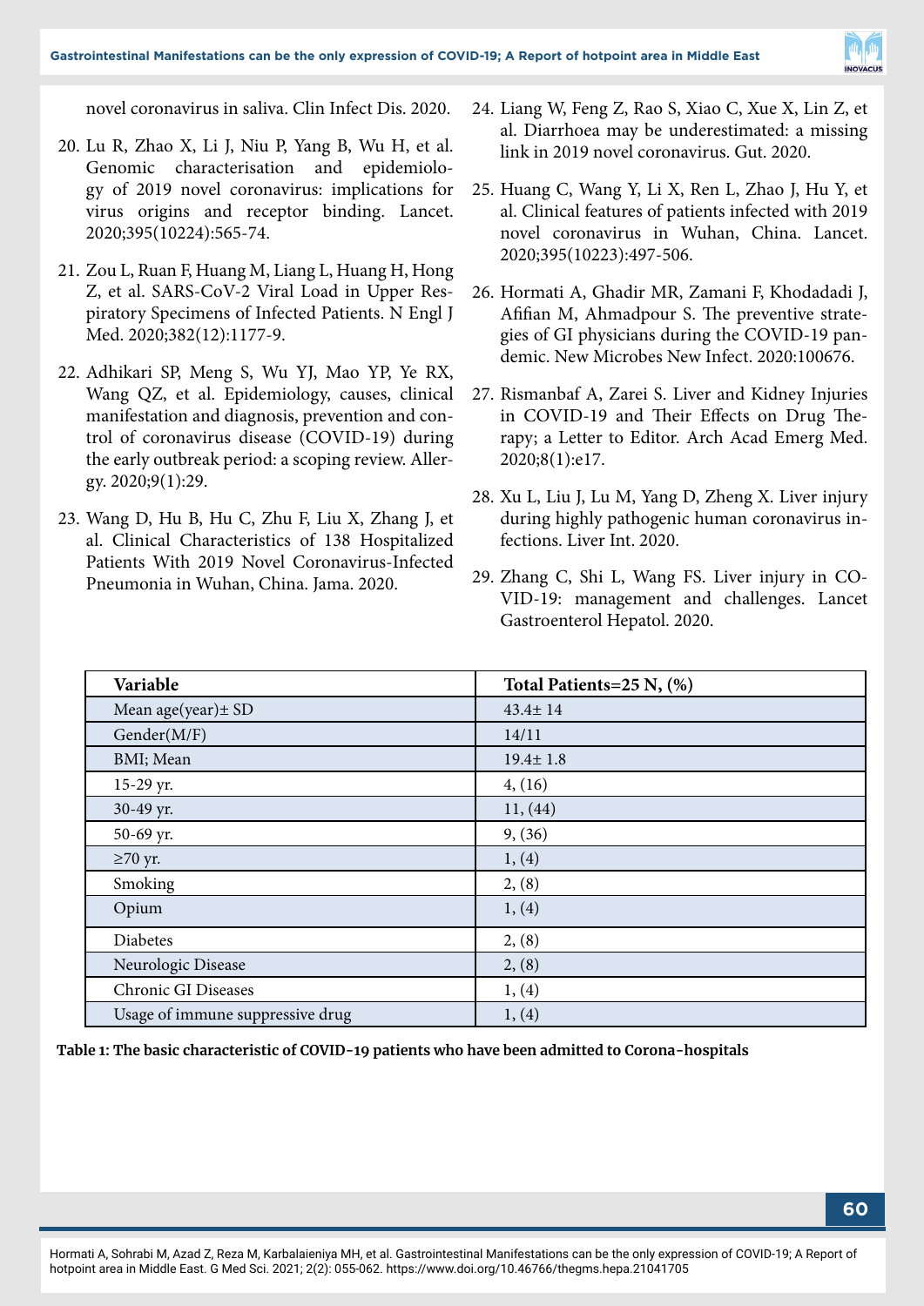novel coronavirus in saliva. Clin Infect Dis. 2020.

20. Lu R, Zhao X, Li J, Niu P, Yang B, Wu H, et al. Genomic characterisation and epidemiology of 2019 novel coronavirus: implications for virus origins and receptor binding. Lancet. 2020;395(10224):565-74.

21. Zou L, Ruan F, Huang M, Liang L, Huang H, Hong Z, et al. SARS-CoV-2 Viral Load in Upper Respiratory Specimens of Infected Patients. N Engl J Med. 2020;382(12):1177-9.

22. Adhikari SP, Meng S, Wu YJ, Mao YP, Ye RX, Wang QZ, et al. Epidemiology, causes, clinical manifestation and diagnosis, prevention and control of coronavirus disease (COVID-19) during the early outbreak period: a scoping review. Allergy. 2020;9(1):29.

23. Wang D, Hu B, Hu C, Zhu F, Liu X, Zhang J, et al. Clinical Characteristics of 138 Hospitalized Patients With 2019 Novel Coronavirus-Infected Pneumonia in Wuhan, China. Jama. 2020.

24. Liang W, Feng Z, Rao S, Xiao C, Xue X, Lin Z, et al. Diarrhoea may be underestimated: a missing link in 2019 novel coronavirus. Gut. 2020.

25. Huang C, Wang Y, Li X, Ren L, Zhao J, Hu Y, et al. Clinical features of patients infected with 2019 novel coronavirus in Wuhan, China. Lancet. 2020;395(10223):497-506.

26. Hormati A, Ghadir MR, Zamani F, Khodadadi J, Afifian M, Ahmadpour S. The preventive strategies of GI physicians during the COVID-19 pandemic. New Microbes New Infect. 2020:100676.

27. Rismanbaf A, Zarei S. Liver and Kidney Injuries in COVID-19 and Their Effects on Drug Therapy; a Letter to Editor. Arch Acad Emerg Med. 2020;8(1):e17.

28. Xu L, Liu J, Lu M, Yang D, Zheng X. Liver injury during highly pathogenic human coronavirus infections. Liver Int. 2020.

29. Zhang C, Shi L, Wang FS. Liver injury in COVID-19: management and challenges. Lancet Gastroenterol Hepatol. 2020.

| Variable | Total Patients=25 N, (%) |
|---|---|
| Mean age(year)± SD | 43.4± 14 |
| Gender(M/F) | 14/11 |
| BMI; Mean | 19.4± 1.8 |
| 15-29 yr. | 4, (16) |
| 30-49 yr. | 11, (44) |
| 50-69 yr. | 9, (36) |
| ≥70 yr. | 1, (4) |
| Smoking | 2, (8) |
| Opium | 1, (4) |
| Diabetes | 2, (8) |
| Neurologic Disease | 2, (8) |
| Chronic GI Diseases | 1, (4) |
| Usage of immune suppressive drug | 1, (4) |

**Table 1: The basic characteristic of COVID-19 patients who have been admitted to Corona-hospitals**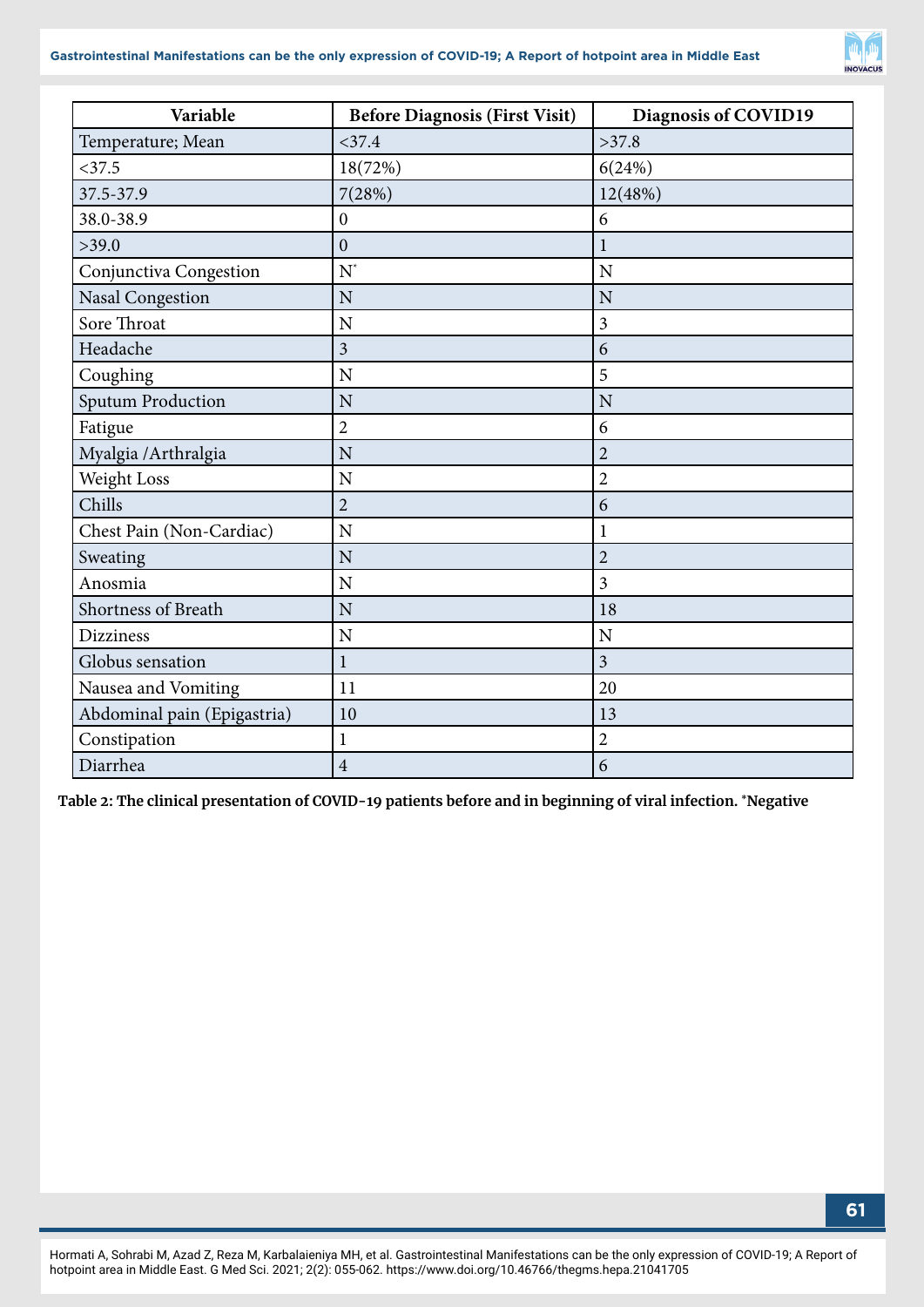| Variable | Before Diagnosis (First Visit) | Diagnosis of COVID19 |
|---|---|---|
| Temperature; Mean | <37.4 | >37.8 |
| <37.5 | 18(72%) | 6(24%) |
| 37.5-37.9 | 7(28%) | 12(48%) |
| 38.0-38.9 | 0 | 6 |
| >39.0 | 0 | 1 |
| Conjunctiva Congestion | N* | N |
| Nasal Congestion | N | N |
| Sore Throat | N | 3 |
| Headache | 3 | 6 |
| Coughing | N | 5 |
| Sputum Production | N | N |
| Fatigue | 2 | 6 |
| Myalgia /Arthralgia | N | 2 |
| Weight Loss | N | 2 |
| Chills | 2 | 6 |
| Chest Pain (Non-Cardiac) | N | 1 |
| Sweating | N | 2 |
| Anosmia | N | 3 |
| Shortness of Breath | N | 18 |
| Dizziness | N | N |
| Globus sensation | 1 | 3 |
| Nausea and Vomiting | 11 | 20 |
| Abdominal pain (Epigastria) | 10 | 13 |
| Constipation | 1 | 2 |
| Diarrhea | 4 | 6 |

**Table 2: The clinical presentation of COVID-19 patients before and in beginning of viral infection. *Negative**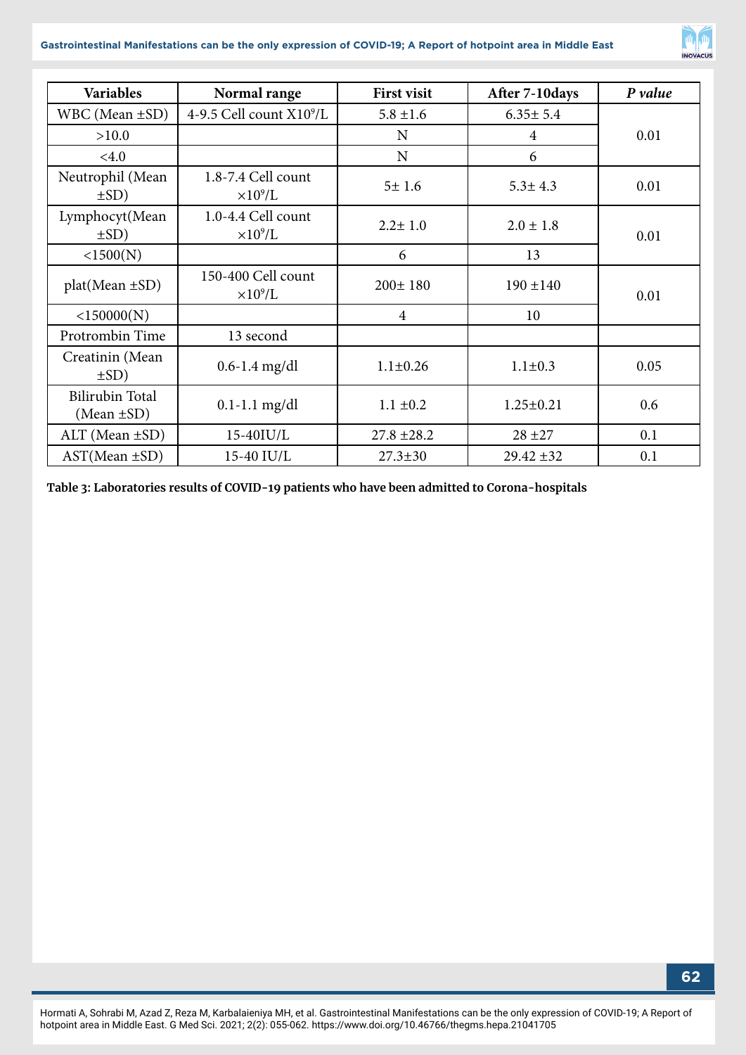| Variables | Normal range | First visit | After 7-10days | *P value* |
|---|---|---|---|---|
| WBC (Mean ±SD) | 4-9.5 Cell count X10$^9$/L | 5.8 ±1.6 | 6.35± 5.4 | 0.01 |
| >10.0 | | N | 4 | |
| <4.0 | | N | 6 | |
| Neutrophil (Mean ±SD) | 1.8-7.4 Cell count ×10$^9$/L | 5± 1.6 | 5.3± 4.3 | 0.01 |
| Lymphocyt(Mean ±SD) | 1.0-4.4 Cell count ×10$^9$/L | 2.2± 1.0 | 2.0 ± 1.8 | 0.01 |
| <1500(N) | | 6 | 13 | |
| plat(Mean ±SD) | 150-400 Cell count ×10$^9$/L | 200± 180 | 190 ±140 | 0.01 |
| <150000(N) | | 4 | 10 | |
| Protrombin Time | 13 second | | | |
| Creatinin (Mean ±SD) | 0.6-1.4 mg/dl | 1.1±0.26 | 1.1±0.3 | 0.05 |
| Bilirubin Total (Mean ±SD) | 0.1-1.1 mg/dl | 1.1 ±0.2 | 1.25±0.21 | 0.6 |
| ALT (Mean ±SD) | 15-40IU/L | 27.8 ±28.2 | 28 ±27 | 0.1 |
| AST(Mean ±SD) | 15-40 IU/L | 27.3±30 | 29.42 ±32 | 0.1 |

**Table 3: Laboratories results of COVID-19 patients who have been admitted to Corona-hospitals**